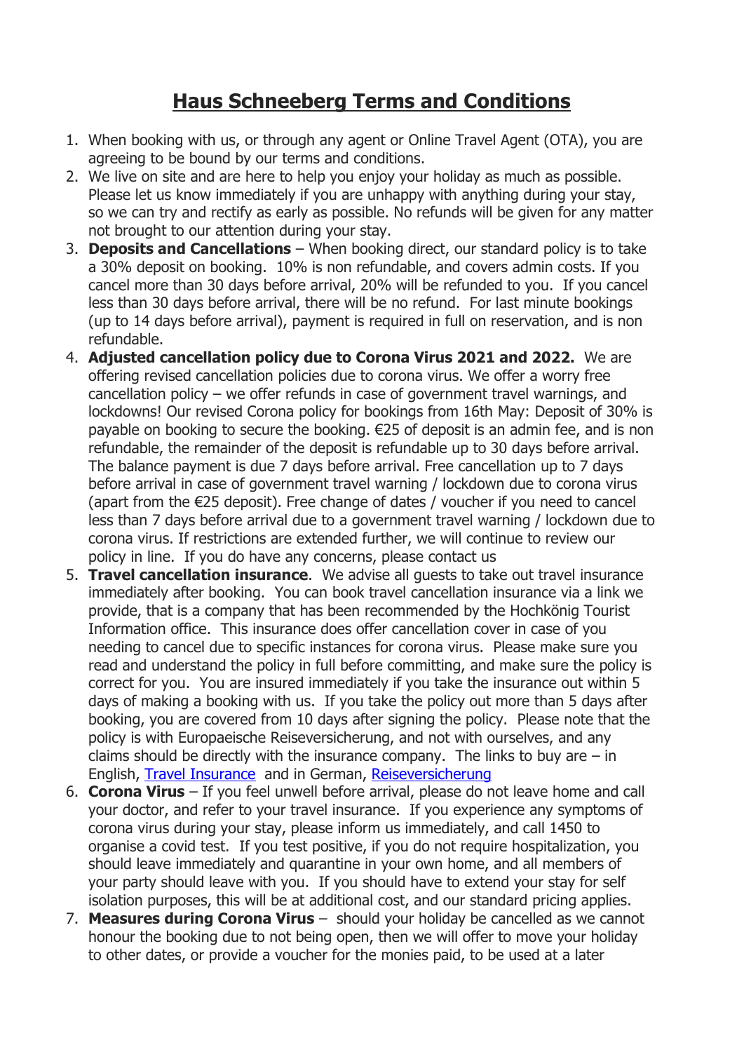# Haus Schneeberg Terms and Conditions

1. When booking with us, or through any agent or Online Travel Agent (OTA), you are agreeing to be bound by our terms and conditions.
2. We live on site and are here to help you enjoy your holiday as much as possible. Please let us know immediately if you are unhappy with anything during your stay, so we can try and rectify as early as possible. No refunds will be given for any matter not brought to our attention during your stay.
3. **Deposits and Cancellations** – When booking direct, our standard policy is to take a 30% deposit on booking. 10% is non refundable, and covers admin costs. If you cancel more than 30 days before arrival, 20% will be refunded to you. If you cancel less than 30 days before arrival, there will be no refund. For last minute bookings (up to 14 days before arrival), payment is required in full on reservation, and is non refundable.
4. **Adjusted cancellation policy due to Corona Virus 2021 and 2022.** We are offering revised cancellation policies due to corona virus. We offer a worry free cancellation policy – we offer refunds in case of government travel warnings, and lockdowns! Our revised Corona policy for bookings from 16th May: Deposit of 30% is payable on booking to secure the booking. €25 of deposit is an admin fee, and is non refundable, the remainder of the deposit is refundable up to 30 days before arrival. The balance payment is due 7 days before arrival. Free cancellation up to 7 days before arrival in case of government travel warning / lockdown due to corona virus (apart from the €25 deposit). Free change of dates / voucher if you need to cancel less than 7 days before arrival due to a government travel warning / lockdown due to corona virus. If restrictions are extended further, we will continue to review our policy in line. If you do have any concerns, please contact us
5. **Travel cancellation insurance**. We advise all guests to take out travel insurance immediately after booking. You can book travel cancellation insurance via a link we provide, that is a company that has been recommended by the Hochkönig Tourist Information office. This insurance does offer cancellation cover in case of you needing to cancel due to specific instances for corona virus. Please make sure you read and understand the policy in full before committing, and make sure the policy is correct for you. You are insured immediately if you take the insurance out within 5 days of making a booking with us. If you take the policy out more than 5 days after booking, you are covered from 10 days after signing the policy. Please note that the policy is with Europaeische Reiseversicherung, and not with ourselves, and any claims should be directly with the insurance company. The links to buy are – in English, Travel Insurance and in German, Reiseversicherung
6. **Corona Virus** – If you feel unwell before arrival, please do not leave home and call your doctor, and refer to your travel insurance. If you experience any symptoms of corona virus during your stay, please inform us immediately, and call 1450 to organise a covid test. If you test positive, if you do not require hospitalization, you should leave immediately and quarantine in your own home, and all members of your party should leave with you. If you should have to extend your stay for self isolation purposes, this will be at additional cost, and our standard pricing applies.
7. **Measures during Corona Virus** – should your holiday be cancelled as we cannot honour the booking due to not being open, then we will offer to move your holiday to other dates, or provide a voucher for the monies paid, to be used at a later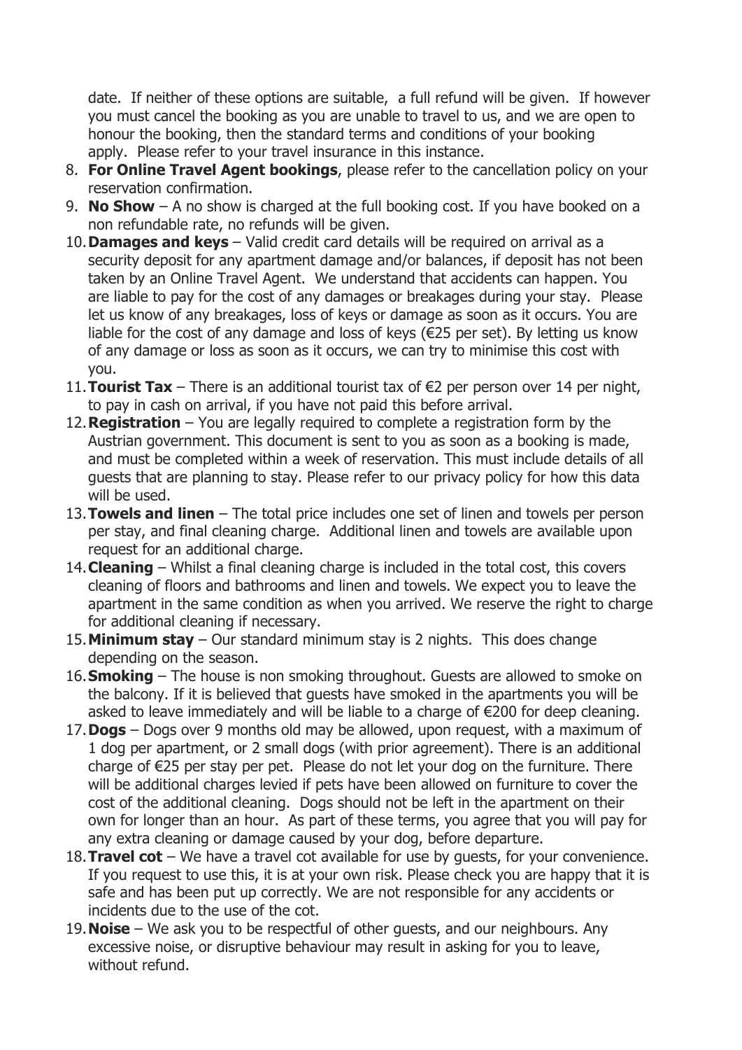date. If neither of these options are suitable, a full refund will be given. If however you must cancel the booking as you are unable to travel to us, and we are open to honour the booking, then the standard terms and conditions of your booking apply. Please refer to your travel insurance in this instance.

8. **For Online Travel Agent bookings**, please refer to the cancellation policy on your reservation confirmation.
9. **No Show** – A no show is charged at the full booking cost. If you have booked on a non refundable rate, no refunds will be given.
10. **Damages and keys** – Valid credit card details will be required on arrival as a security deposit for any apartment damage and/or balances, if deposit has not been taken by an Online Travel Agent. We understand that accidents can happen. You are liable to pay for the cost of any damages or breakages during your stay. Please let us know of any breakages, loss of keys or damage as soon as it occurs. You are liable for the cost of any damage and loss of keys (€25 per set). By letting us know of any damage or loss as soon as it occurs, we can try to minimise this cost with you.
11. **Tourist Tax** – There is an additional tourist tax of €2 per person over 14 per night, to pay in cash on arrival, if you have not paid this before arrival.
12. **Registration** – You are legally required to complete a registration form by the Austrian government. This document is sent to you as soon as a booking is made, and must be completed within a week of reservation. This must include details of all guests that are planning to stay. Please refer to our privacy policy for how this data will be used.
13. **Towels and linen** – The total price includes one set of linen and towels per person per stay, and final cleaning charge. Additional linen and towels are available upon request for an additional charge.
14. **Cleaning** – Whilst a final cleaning charge is included in the total cost, this covers cleaning of floors and bathrooms and linen and towels. We expect you to leave the apartment in the same condition as when you arrived. We reserve the right to charge for additional cleaning if necessary.
15. **Minimum stay** – Our standard minimum stay is 2 nights. This does change depending on the season.
16. **Smoking** – The house is non smoking throughout. Guests are allowed to smoke on the balcony. If it is believed that guests have smoked in the apartments you will be asked to leave immediately and will be liable to a charge of €200 for deep cleaning.
17. **Dogs** – Dogs over 9 months old may be allowed, upon request, with a maximum of 1 dog per apartment, or 2 small dogs (with prior agreement). There is an additional charge of €25 per stay per pet. Please do not let your dog on the furniture. There will be additional charges levied if pets have been allowed on furniture to cover the cost of the additional cleaning. Dogs should not be left in the apartment on their own for longer than an hour. As part of these terms, you agree that you will pay for any extra cleaning or damage caused by your dog, before departure.
18. **Travel cot** – We have a travel cot available for use by guests, for your convenience. If you request to use this, it is at your own risk. Please check you are happy that it is safe and has been put up correctly. We are not responsible for any accidents or incidents due to the use of the cot.
19. **Noise** – We ask you to be respectful of other guests, and our neighbours. Any excessive noise, or disruptive behaviour may result in asking for you to leave, without refund.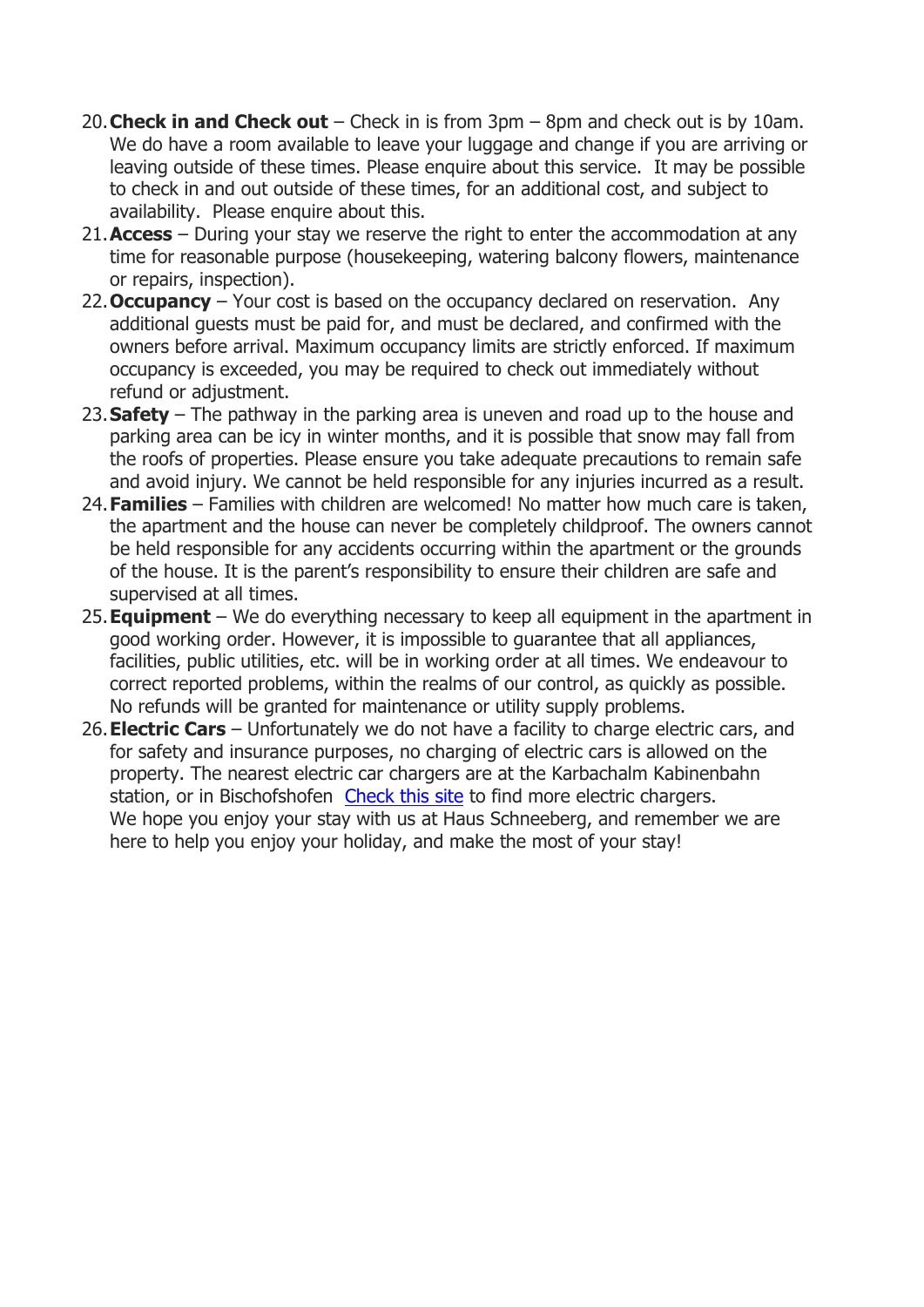20. **Check in and Check out** – Check in is from 3pm – 8pm and check out is by 10am. We do have a room available to leave your luggage and change if you are arriving or leaving outside of these times. Please enquire about this service. It may be possible to check in and out outside of these times, for an additional cost, and subject to availability. Please enquire about this.
21. **Access** – During your stay we reserve the right to enter the accommodation at any time for reasonable purpose (housekeeping, watering balcony flowers, maintenance or repairs, inspection).
22. **Occupancy** – Your cost is based on the occupancy declared on reservation. Any additional guests must be paid for, and must be declared, and confirmed with the owners before arrival. Maximum occupancy limits are strictly enforced. If maximum occupancy is exceeded, you may be required to check out immediately without refund or adjustment.
23. **Safety** – The pathway in the parking area is uneven and road up to the house and parking area can be icy in winter months, and it is possible that snow may fall from the roofs of properties. Please ensure you take adequate precautions to remain safe and avoid injury. We cannot be held responsible for any injuries incurred as a result.
24. **Families** – Families with children are welcomed! No matter how much care is taken, the apartment and the house can never be completely childproof. The owners cannot be held responsible for any accidents occurring within the apartment or the grounds of the house. It is the parent's responsibility to ensure their children are safe and supervised at all times.
25. **Equipment** – We do everything necessary to keep all equipment in the apartment in good working order. However, it is impossible to guarantee that all appliances, facilities, public utilities, etc. will be in working order at all times. We endeavour to correct reported problems, within the realms of our control, as quickly as possible. No refunds will be granted for maintenance or utility supply problems.
26. **Electric Cars** – Unfortunately we do not have a facility to charge electric cars, and for safety and insurance purposes, no charging of electric cars is allowed on the property. The nearest electric car chargers are at the Karbachalm Kabinenbahn station, or in Bischofshofen Check this site to find more electric chargers.
    We hope you enjoy your stay with us at Haus Schneeberg, and remember we are here to help you enjoy your holiday, and make the most of your stay!